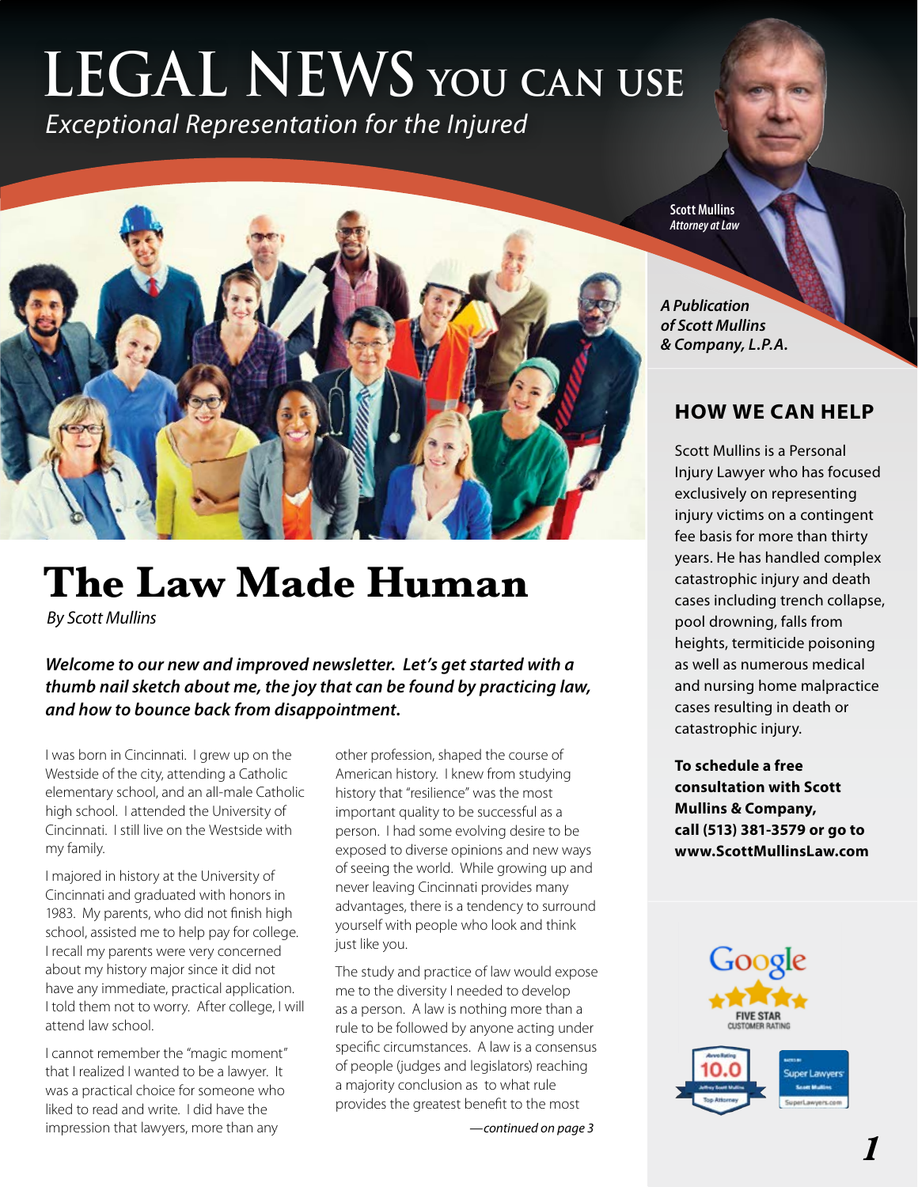# LEGAL NEWS YOU CAN USE

*Exceptional Representation for the Injured*

**Scott Mullins**
*Attorney at Law*

***A Publication of Scott Mullins & Company, L.P.A.***

# The Law Made Human

*By Scott Mullins*

***Welcome to our new and improved newsletter. Let's get started with a thumb nail sketch about me, the joy that can be found by practicing law, and how to bounce back from disappointment.***

I was born in Cincinnati. I grew up on the Westside of the city, attending a Catholic elementary school, and an all-male Catholic high school. I attended the University of Cincinnati. I still live on the Westside with my family.

I majored in history at the University of Cincinnati and graduated with honors in 1983. My parents, who did not finish high school, assisted me to help pay for college. I recall my parents were very concerned about my history major since it did not have any immediate, practical application. I told them not to worry. After college, I will attend law school.

I cannot remember the "magic moment" that I realized I wanted to be a lawyer. It was a practical choice for someone who liked to read and write. I did have the impression that lawyers, more than any other profession, shaped the course of American history. I knew from studying history that "resilience" was the most important quality to be successful as a person. I had some evolving desire to be exposed to diverse opinions and new ways of seeing the world. While growing up and never leaving Cincinnati provides many advantages, there is a tendency to surround yourself with people who look and think just like you.

The study and practice of law would expose me to the diversity I needed to develop as a person. A law is nothing more than a rule to be followed by anyone acting under specific circumstances. A law is a consensus of people (judges and legislators) reaching a majority conclusion as to what rule provides the greatest benefit to the most

*—continued on page 3*

## HOW WE CAN HELP

Scott Mullins is a Personal Injury Lawyer who has focused exclusively on representing injury victims on a contingent fee basis for more than thirty years. He has handled complex catastrophic injury and death cases including trench collapse, pool drowning, falls from heights, termiticide poisoning as well as numerous medical and nursing home malpractice cases resulting in death or catastrophic injury.

**To schedule a free consultation with Scott Mullins & Company, call (513) 381-3579 or go to www.ScottMullinsLaw.com**

Google FIVE STAR CUSTOMER RATING

Avvo Rating 10.0 Jeffrey Scott Mullins Top Attorney

Rated by Super Lawyers Scott Mullins SuperLawyers.com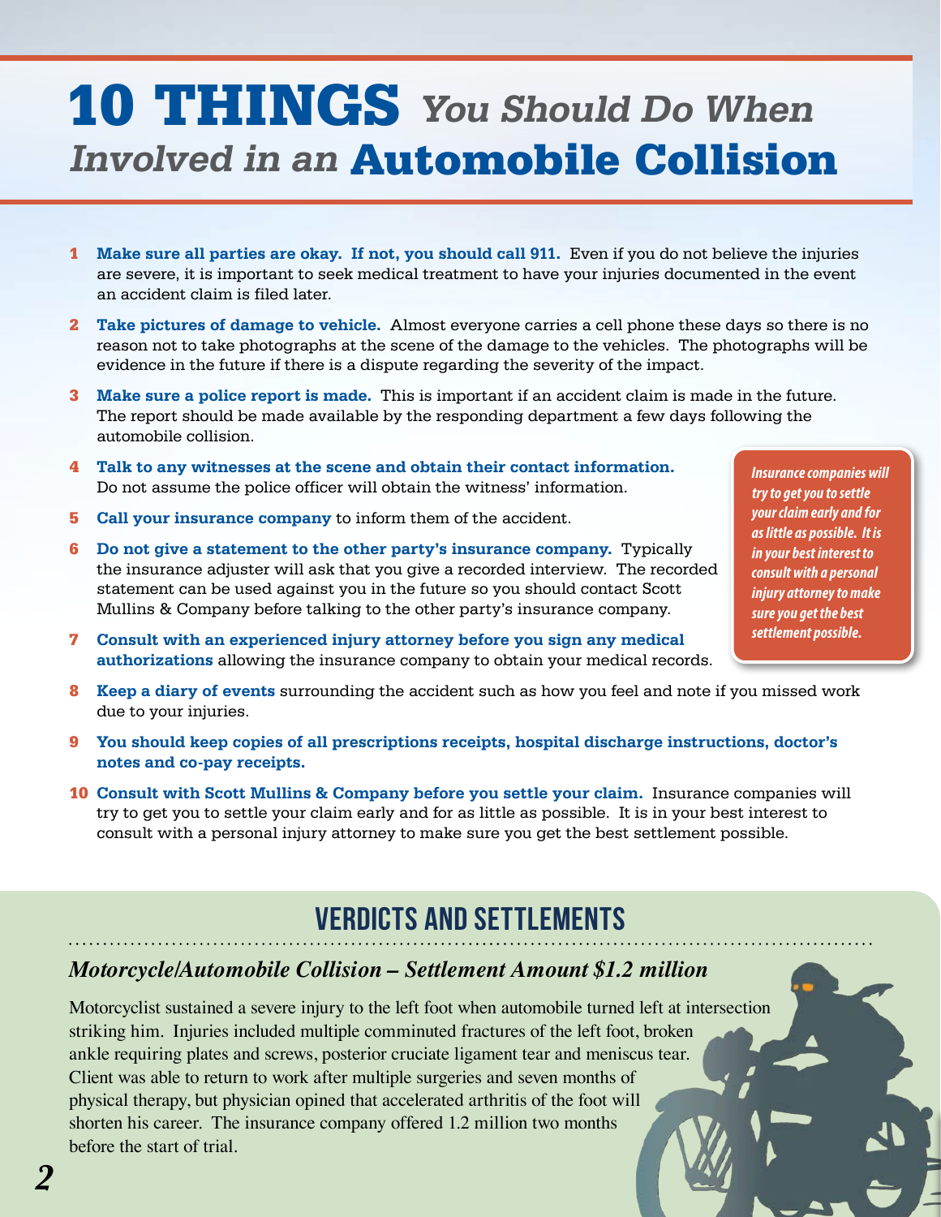# 10 THINGS *You Should Do When Involved in an* Automobile Collision

1. **Make sure all parties are okay. If not, you should call 911.** Even if you do not believe the injuries are severe, it is important to seek medical treatment to have your injuries documented in the event an accident claim is filed later.
2. **Take pictures of damage to vehicle.** Almost everyone carries a cell phone these days so there is no reason not to take photographs at the scene of the damage to the vehicles. The photographs will be evidence in the future if there is a dispute regarding the severity of the impact.
3. **Make sure a police report is made.** This is important if an accident claim is made in the future. The report should be made available by the responding department a few days following the automobile collision.
4. **Talk to any witnesses at the scene and obtain their contact information.** Do not assume the police officer will obtain the witness' information.
5. **Call your insurance company** to inform them of the accident.
6. **Do not give a statement to the other party's insurance company.** Typically the insurance adjuster will ask that you give a recorded interview. The recorded statement can be used against you in the future so you should contact Scott Mullins & Company before talking to the other party's insurance company.
7. **Consult with an experienced injury attorney before you sign any medical authorizations** allowing the insurance company to obtain your medical records.
8. **Keep a diary of events** surrounding the accident such as how you feel and note if you missed work due to your injuries.
9. **You should keep copies of all prescriptions receipts, hospital discharge instructions, doctor's notes and co-pay receipts.**
10. **Consult with Scott Mullins & Company before you settle your claim.** Insurance companies will try to get you to settle your claim early and for as little as possible. It is in your best interest to consult with a personal injury attorney to make sure you get the best settlement possible.

> ***Insurance companies will try to get you to settle your claim early and for as little as possible. It is in your best interest to consult with a personal injury attorney to make sure you get the best settlement possible.***

## VERDICTS AND SETTLEMENTS

### *Motorcycle/Automobile Collision – Settlement Amount $1.2 million*

Motorcyclist sustained a severe injury to the left foot when automobile turned left at intersection striking him. Injuries included multiple comminuted fractures of the left foot, broken ankle requiring plates and screws, posterior cruciate ligament tear and meniscus tear. Client was able to return to work after multiple surgeries and seven months of physical therapy, but physician opined that accelerated arthritis of the foot will shorten his career. The insurance company offered 1.2 million two months before the start of trial.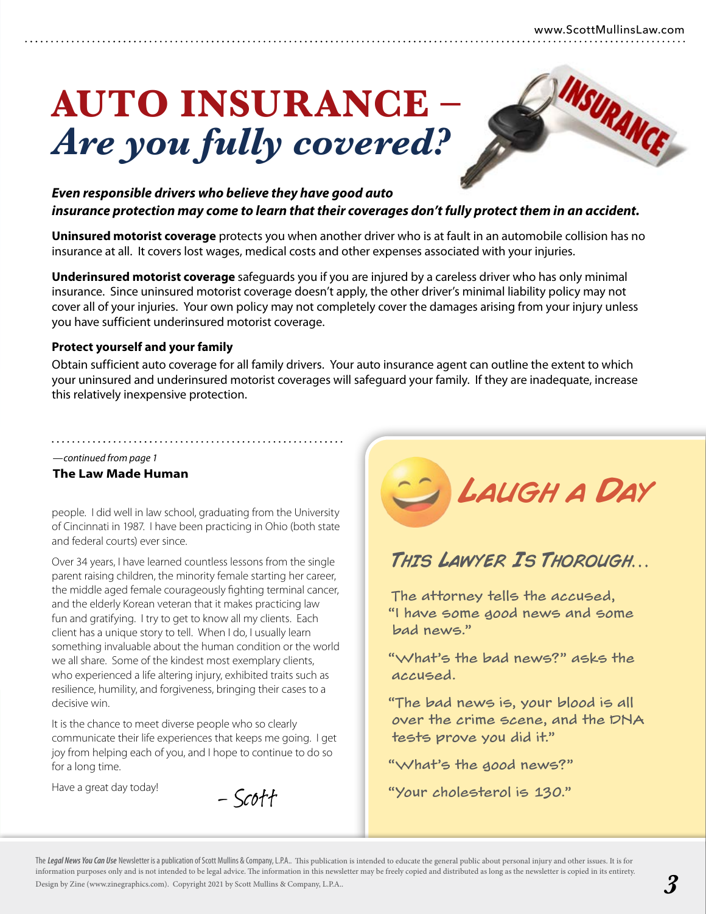# AUTO INSURANCE – *Are you fully covered?*

***Even responsible drivers who believe they have good auto insurance protection may come to learn that their coverages don't fully protect them in an accident.***

**Uninsured motorist coverage** protects you when another driver who is at fault in an automobile collision has no insurance at all. It covers lost wages, medical costs and other expenses associated with your injuries.

**Underinsured motorist coverage** safeguards you if you are injured by a careless driver who has only minimal insurance. Since uninsured motorist coverage doesn't apply, the other driver's minimal liability policy may not cover all of your injuries. Your own policy may not completely cover the damages arising from your injury unless you have sufficient underinsured motorist coverage.

### Protect yourself and your family

Obtain sufficient auto coverage for all family drivers. Your auto insurance agent can outline the extent to which your uninsured and underinsured motorist coverages will safeguard your family. If they are inadequate, increase this relatively inexpensive protection.

*—continued from page 1*

**The Law Made Human**

people. I did well in law school, graduating from the University of Cincinnati in 1987. I have been practicing in Ohio (both state and federal courts) ever since.

Over 34 years, I have learned countless lessons from the single parent raising children, the minority female starting her career, the middle aged female courageously fighting terminal cancer, and the elderly Korean veteran that it makes practicing law fun and gratifying. I try to get to know all my clients. Each client has a unique story to tell. When I do, I usually learn something invaluable about the human condition or the world we all share. Some of the kindest most exemplary clients, who experienced a life altering injury, exhibited traits such as resilience, humility, and forgiveness, bringing their cases to a decisive win.

It is the chance to meet diverse people who so clearly communicate their life experiences that keeps me going. I get joy from helping each of you, and I hope to continue to do so for a long time.

Have a great day today!

– Scott

## Laugh a Day

### This Lawyer Is Thorough...

The attorney tells the accused, "I have some good news and some bad news."

"What's the bad news?" asks the accused.

"The bad news is, your blood is all over the crime scene, and the DNA tests prove you did it."

"What's the good news?"

"Your cholesterol is 130."

The *Legal News You Can Use* Newsletter is a publication of Scott Mullins & Company, L.P.A.. This publication is intended to educate the general public about personal injury and other issues. It is for information purposes only and is not intended to be legal advice. The information in this newsletter may be freely copied and distributed as long as the newsletter is copied in its entirety. Design by Zine (www.zinegraphics.com). Copyright 2021 by Scott Mullins & Company, L.P.A..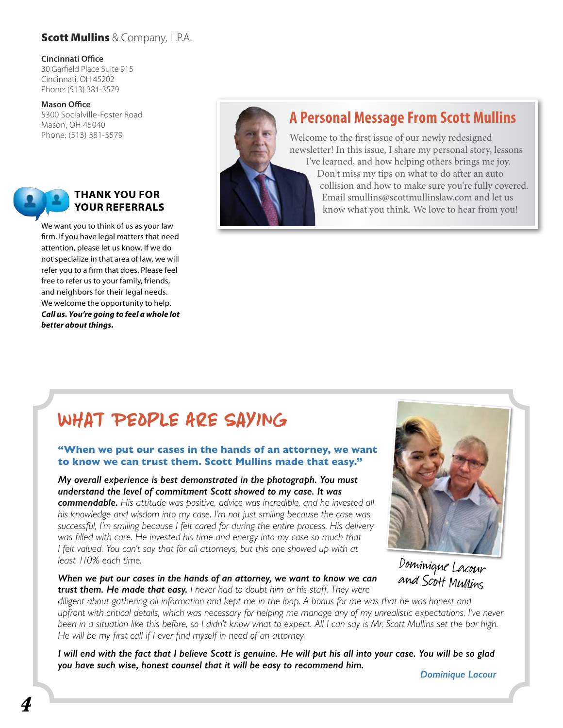**Scott Mullins** & Company, L.P.A.

**Cincinnati Office**
30 Garfield Place Suite 915
Cincinnati, OH 45202
Phone: (513) 381-3579

**Mason Office**
5300 Socialville-Foster Road
Mason, OH 45040
Phone: (513) 381-3579

## THANK YOU FOR YOUR REFERRALS

We want you to think of us as your law firm. If you have legal matters that need attention, please let us know. If we do not specialize in that area of law, we will refer you to a firm that does. Please feel free to refer us to your family, friends, and neighbors for their legal needs. We welcome the opportunity to help. ***Call us. You're going to feel a whole lot better about things.***

## A Personal Message From Scott Mullins

Welcome to the first issue of our newly redesigned newsletter! In this issue, I share my personal story, lessons I've learned, and how helping others brings me joy. Don't miss my tips on what to do after an auto collision and how to make sure you're fully covered. Email smullins@scottmullinslaw.com and let us know what you think. We love to hear from you!

## WHAT PEOPLE ARE SAYING

**"When we put our cases in the hands of an attorney, we want to know we can trust them. Scott Mullins made that easy."**

***My overall experience is best demonstrated in the photograph. You must understand the level of commitment Scott showed to my case. It was commendable.*** *His attitude was positive, advice was incredible, and he invested all his knowledge and wisdom into my case. I'm not just smiling because the case was successful, I'm smiling because I felt cared for during the entire process. His delivery was filled with care. He invested his time and energy into my case so much that I felt valued. You can't say that for all attorneys, but this one showed up with at least 110% each time.*

Dominique Lacour and Scott Mullins

***When we put our cases in the hands of an attorney, we want to know we can trust them. He made that easy.*** *I never had to doubt him or his staff. They were diligent about gathering all information and kept me in the loop. A bonus for me was that he was honest and upfront with critical details, which was necessary for helping me manage any of my unrealistic expectations. I've never been in a situation like this before, so I didn't know what to expect. All I can say is Mr. Scott Mullins set the bar high. He will be my first call if I ever find myself in need of an attorney.*

***I will end with the fact that I believe Scott is genuine. He will put his all into your case. You will be so glad you have such wise, honest counsel that it will be easy to recommend him.***

*Dominique Lacour*